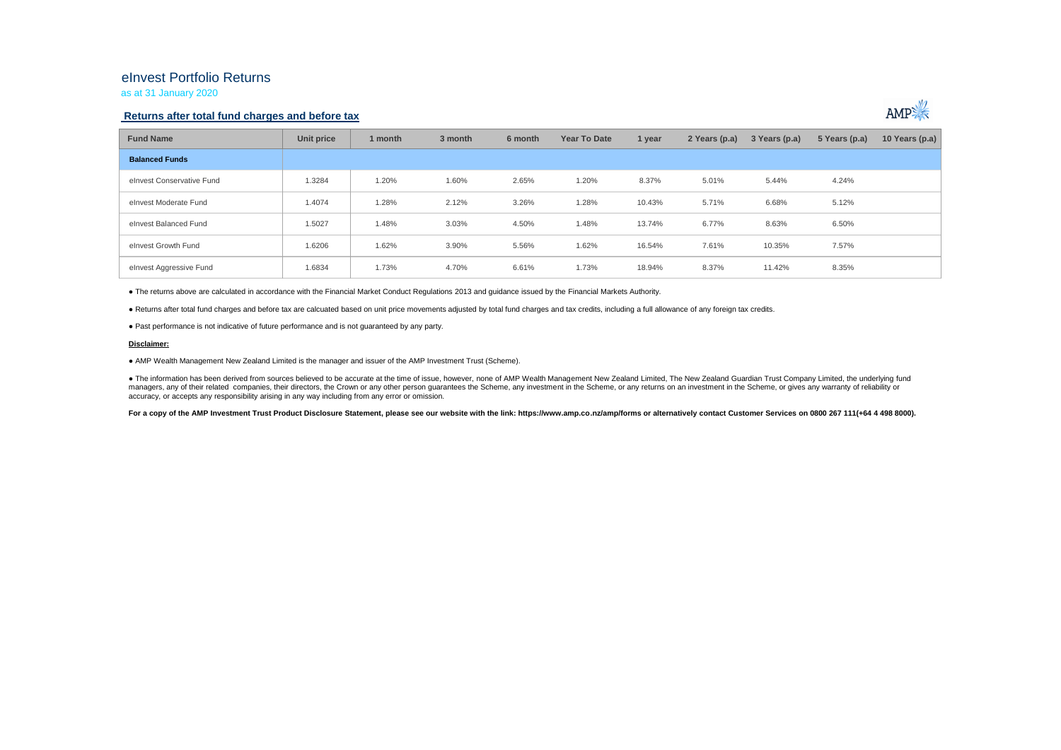# eInvest Portfolio Returns

as at 31 January 2020

## Returns after total fund charges and before tax

| Fund Name | Unit price | 1 month | 3 month | 6 month | Year To Date | 1 year | 2 Years (p.a) | 3 Years (p.a) | 5 Years (p.a) | 10 Years (p.a) |
|---|---|---|---|---|---|---|---|---|---|---|
| **Balanced Funds** | | | | | | | | | | |
| eInvest Conservative Fund | 1.3284 | 1.20% | 1.60% | 2.65% | 1.20% | 8.37% | 5.01% | 5.44% | 4.24% | |
| eInvest Moderate Fund | 1.4074 | 1.28% | 2.12% | 3.26% | 1.28% | 10.43% | 5.71% | 6.68% | 5.12% | |
| eInvest Balanced Fund | 1.5027 | 1.48% | 3.03% | 4.50% | 1.48% | 13.74% | 6.77% | 8.63% | 6.50% | |
| eInvest Growth Fund | 1.6206 | 1.62% | 3.90% | 5.56% | 1.62% | 16.54% | 7.61% | 10.35% | 7.57% | |
| eInvest Aggressive Fund | 1.6834 | 1.73% | 4.70% | 6.61% | 1.73% | 18.94% | 8.37% | 11.42% | 8.35% | |

● The returns above are calculated in accordance with the Financial Market Conduct Regulations 2013 and guidance issued by the Financial Markets Authority.

● Returns after total fund charges and before tax are calcuated based on unit price movements adjusted by total fund charges and tax credits, including a full allowance of any foreign tax credits.

● Past performance is not indicative of future performance and is not guaranteed by any party.

**Disclaimer:**

● AMP Wealth Management New Zealand Limited is the manager and issuer of the AMP Investment Trust (Scheme).

● The information has been derived from sources believed to be accurate at the time of issue, however, none of AMP Wealth Management New Zealand Limited, The New Zealand Guardian Trust Company Limited, the underlying fund managers, any of their related companies, their directors, the Crown or any other person guarantees the Scheme, any investment in the Scheme, or any returns on an investment in the Scheme, or gives any warranty of reliability or accuracy, or accepts any responsibility arising in any way including from any error or omission.

**For a copy of the AMP Investment Trust Product Disclosure Statement, please see our website with the link: https://www.amp.co.nz/amp/forms or alternatively contact Customer Services on 0800 267 111(+64 4 498 8000).**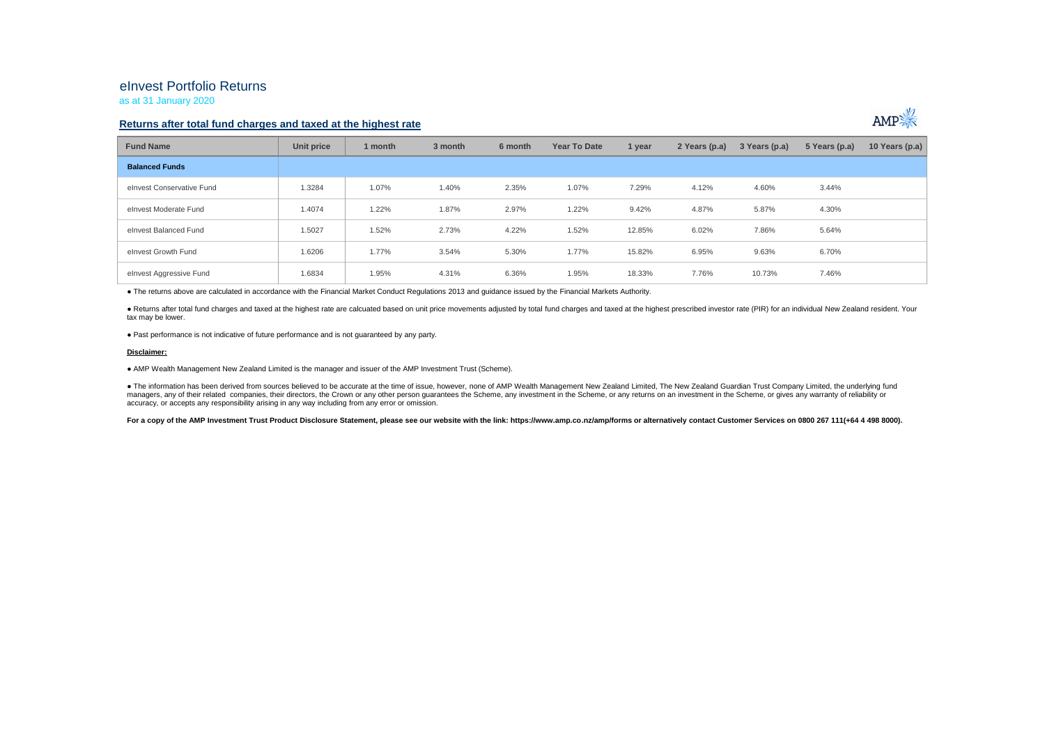# eInvest Portfolio Returns

as at 31 January 2020

## Returns after total fund charges and taxed at the highest rate

| Fund Name | Unit price | 1 month | 3 month | 6 month | Year To Date | 1 year | 2 Years (p.a) | 3 Years (p.a) | 5 Years (p.a) | 10 Years (p.a) |
|---|---|---|---|---|---|---|---|---|---|---|
| **Balanced Funds** | | | | | | | | | | |
| eInvest Conservative Fund | 1.3284 | 1.07% | 1.40% | 2.35% | 1.07% | 7.29% | 4.12% | 4.60% | 3.44% | |
| eInvest Moderate Fund | 1.4074 | 1.22% | 1.87% | 2.97% | 1.22% | 9.42% | 4.87% | 5.87% | 4.30% | |
| eInvest Balanced Fund | 1.5027 | 1.52% | 2.73% | 4.22% | 1.52% | 12.85% | 6.02% | 7.86% | 5.64% | |
| eInvest Growth Fund | 1.6206 | 1.77% | 3.54% | 5.30% | 1.77% | 15.82% | 6.95% | 9.63% | 6.70% | |
| eInvest Aggressive Fund | 1.6834 | 1.95% | 4.31% | 6.36% | 1.95% | 18.33% | 7.76% | 10.73% | 7.46% | |

- The returns above are calculated in accordance with the Financial Market Conduct Regulations 2013 and guidance issued by the Financial Markets Authority.

- Returns after total fund charges and taxed at the highest rate are calcuated based on unit price movements adjusted by total fund charges and taxed at the highest prescribed investor rate (PIR) for an individual New Zealand resident. Your tax may be lower.

- Past performance is not indicative of future performance and is not guaranteed by any party.

**Disclaimer:**

- AMP Wealth Management New Zealand Limited is the manager and issuer of the AMP Investment Trust (Scheme).

- The information has been derived from sources believed to be accurate at the time of issue, however, none of AMP Wealth Management New Zealand Limited, The New Zealand Guardian Trust Company Limited, the underlying fund managers, any of their related companies, their directors, the Crown or any other person guarantees the Scheme, any investment in the Scheme, or any returns on an investment in the Scheme, or gives any warranty of reliability or accuracy, or accepts any responsibility arising in any way including from any error or omission.

**For a copy of the AMP Investment Trust Product Disclosure Statement, please see our website with the link: https://www.amp.co.nz/amp/forms or alternatively contact Customer Services on 0800 267 111(+64 4 498 8000).**